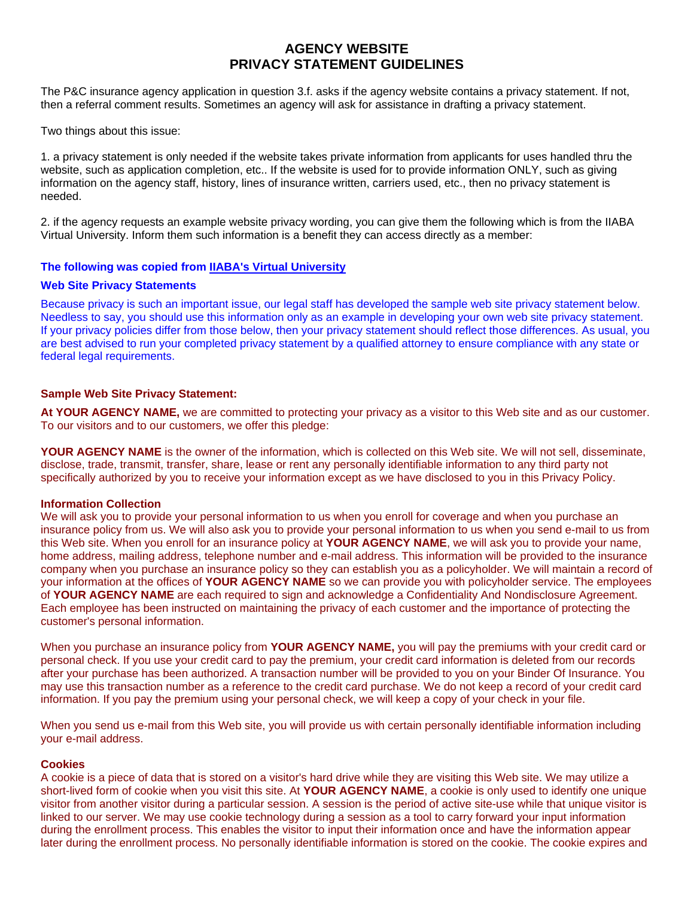# AGENCY WEBSITE PRIVACY STATEMENT GUIDELINES

The P&C insurance agency application in question 3.f. asks if the agency website contains a privacy statement. If not, then a referral comment results. Sometimes an agency will ask for assistance in drafting a privacy statement.

Two things about this issue:

1. a privacy statement is only needed if the website takes private information from applicants for uses handled thru the website, such as application completion, etc.. If the website is used for to provide information ONLY, such as giving information on the agency staff, history, lines of insurance written, carriers used, etc., then no privacy statement is needed.

2. if the agency requests an example website privacy wording, you can give them the following which is from the IIABA Virtual University. Inform them such information is a benefit they can access directly as a member:

**The following was copied from [IIABA's Virtual University]()**

**Web Site Privacy Statements**

Because privacy is such an important issue, our legal staff has developed the sample web site privacy statement below. Needless to say, you should use this information only as an example in developing your own web site privacy statement. If your privacy policies differ from those below, then your privacy statement should reflect those differences. As usual, you are best advised to run your completed privacy statement by a qualified attorney to ensure compliance with any state or federal legal requirements.

**Sample Web Site Privacy Statement:**

**At YOUR AGENCY NAME,** we are committed to protecting your privacy as a visitor to this Web site and as our customer. To our visitors and to our customers, we offer this pledge:

**YOUR AGENCY NAME** is the owner of the information, which is collected on this Web site. We will not sell, disseminate, disclose, trade, transmit, transfer, share, lease or rent any personally identifiable information to any third party not specifically authorized by you to receive your information except as we have disclosed to you in this Privacy Policy.

**Information Collection**
We will ask you to provide your personal information to us when you enroll for coverage and when you purchase an insurance policy from us. We will also ask you to provide your personal information to us when you send e-mail to us from this Web site. When you enroll for an insurance policy at **YOUR AGENCY NAME**, we will ask you to provide your name, home address, mailing address, telephone number and e-mail address. This information will be provided to the insurance company when you purchase an insurance policy so they can establish you as a policyholder. We will maintain a record of your information at the offices of **YOUR AGENCY NAME** so we can provide you with policyholder service. The employees of **YOUR AGENCY NAME** are each required to sign and acknowledge a Confidentiality And Nondisclosure Agreement. Each employee has been instructed on maintaining the privacy of each customer and the importance of protecting the customer's personal information.

When you purchase an insurance policy from **YOUR AGENCY NAME,** you will pay the premiums with your credit card or personal check. If you use your credit card to pay the premium, your credit card information is deleted from our records after your purchase has been authorized. A transaction number will be provided to you on your Binder Of Insurance. You may use this transaction number as a reference to the credit card purchase. We do not keep a record of your credit card information. If you pay the premium using your personal check, we will keep a copy of your check in your file.

When you send us e-mail from this Web site, you will provide us with certain personally identifiable information including your e-mail address.

**Cookies**
A cookie is a piece of data that is stored on a visitor's hard drive while they are visiting this Web site. We may utilize a short-lived form of cookie when you visit this site. At **YOUR AGENCY NAME**, a cookie is only used to identify one unique visitor from another visitor during a particular session. A session is the period of active site-use while that unique visitor is linked to our server. We may use cookie technology during a session as a tool to carry forward your input information during the enrollment process. This enables the visitor to input their information once and have the information appear later during the enrollment process. No personally identifiable information is stored on the cookie. The cookie expires and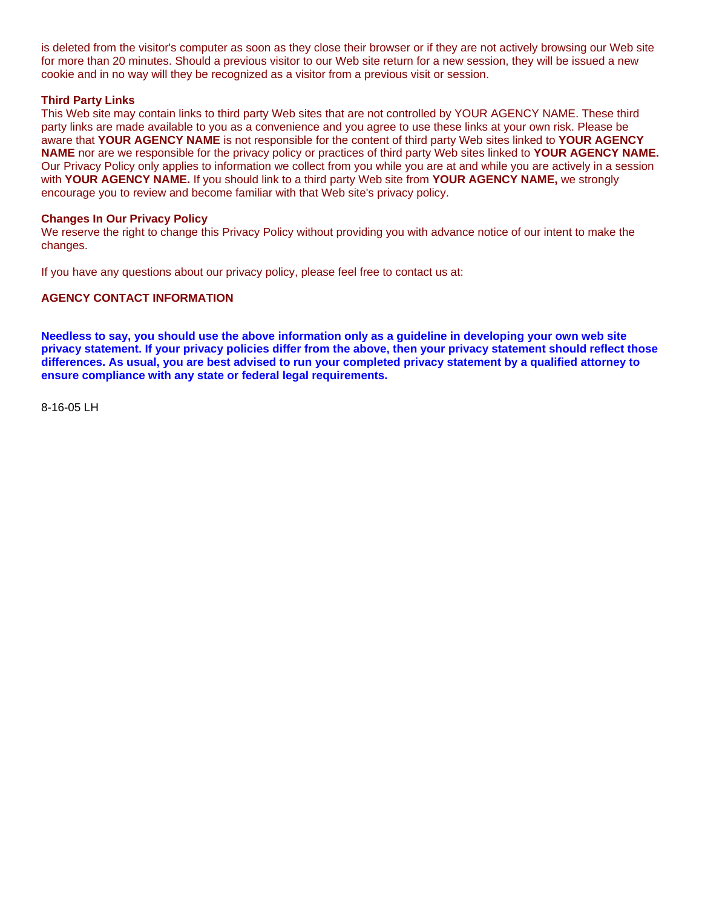is deleted from the visitor's computer as soon as they close their browser or if they are not actively browsing our Web site for more than 20 minutes. Should a previous visitor to our Web site return for a new session, they will be issued a new cookie and in no way will they be recognized as a visitor from a previous visit or session.

**Third Party Links**

This Web site may contain links to third party Web sites that are not controlled by YOUR AGENCY NAME. These third party links are made available to you as a convenience and you agree to use these links at your own risk. Please be aware that **YOUR AGENCY NAME** is not responsible for the content of third party Web sites linked to **YOUR AGENCY NAME** nor are we responsible for the privacy policy or practices of third party Web sites linked to **YOUR AGENCY NAME.** Our Privacy Policy only applies to information we collect from you while you are at and while you are actively in a session with **YOUR AGENCY NAME.** If you should link to a third party Web site from **YOUR AGENCY NAME,** we strongly encourage you to review and become familiar with that Web site's privacy policy.

**Changes In Our Privacy Policy**

We reserve the right to change this Privacy Policy without providing you with advance notice of our intent to make the changes.

If you have any questions about our privacy policy, please feel free to contact us at:

**AGENCY CONTACT INFORMATION**

**Needless to say, you should use the above information only as a guideline in developing your own web site privacy statement. If your privacy policies differ from the above, then your privacy statement should reflect those differences. As usual, you are best advised to run your completed privacy statement by a qualified attorney to ensure compliance with any state or federal legal requirements.**

8-16-05 LH